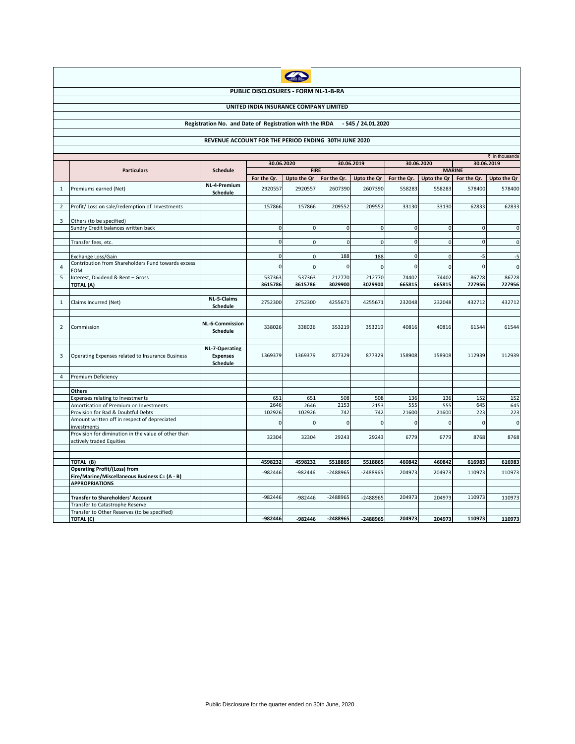**PUBLIC DISCLOSURES - FORM NL-1-B-RA**

**UNITED INDIA INSURANCE COMPANY LIMITED**

**Registration No. and Date of Registration with the IRDA - 545 / 24.01.2020**

**REVENUE ACCOUNT FOR THE PERIOD ENDING 30TH JUNE 2020**

₹ in thousands

| | Particulars | Schedule | 30.06.2020 | | 30.06.2019 | | 30.06.2020 | | 30.06.2019 | |
|---|---|---|---|---|---|---|---|---|---|---|
| | | | FIRE | | | | MARINE | | | |
| | | | For the Qr. | Upto the Qr | For the Qr. | Upto the Qr | For the Qr. | Upto the Qr | For the Qr. | Upto the Qr |
| 1 | Premiums earned (Net) | NL-4-Premium Schedule | 2920557 | 2920557 | 2607390 | 2607390 | 558283 | 558283 | 578400 | 578400 |
| 2 | Profit/ Loss on sale/redemption of Investments | | 157866 | 157866 | 209552 | 209552 | 33130 | 33130 | 62833 | 62833 |
| 3 | Others (to be specified) | | | | | | | | | |
| | Sundry Credit balances written back | | 0 | 0 | 0 | 0 | 0 | 0 | 0 | 0 |
| | Transfer fees, etc. | | 0 | 0 | 0 | 0 | 0 | 0 | 0 | 0 |
| | Exchange Loss/Gain | | 0 | 0 | 188 | 188 | 0 | 0 | -5 | -5 |
| 4 | Contribution from Shareholders Fund towards excess EOM | | 0 | 0 | 0 | 0 | 0 | 0 | 0 | 0 |
| 5 | Interest, Dividend & Rent – Gross | | 537363 | 537363 | 212770 | 212770 | 74402 | 74402 | 86728 | 86728 |
| | **TOTAL (A)** | | **3615786** | **3615786** | **3029900** | **3029900** | **665815** | **665815** | **727956** | **727956** |
| 1 | Claims Incurred (Net) | NL-5-Claims Schedule | 2752300 | 2752300 | 4255671 | 4255671 | 232048 | 232048 | 432712 | 432712 |
| 2 | Commission | NL-6-Commission Schedule | 338026 | 338026 | 353219 | 353219 | 40816 | 40816 | 61544 | 61544 |
| 3 | Operating Expenses related to Insurance Business | NL-7-Operating Expenses Schedule | 1369379 | 1369379 | 877329 | 877329 | 158908 | 158908 | 112939 | 112939 |
| 4 | Premium Deficiency | | | | | | | | | |
| | **Others** | | | | | | | | | |
| | Expenses relating to Investments | | 651 | 651 | 508 | 508 | 136 | 136 | 152 | 152 |
| | Amortisation of Premium on Investments | | 2646 | 2646 | 2153 | 2153 | 555 | 555 | 645 | 645 |
| | Provision for Bad & Doubtful Debts | | 102926 | 102926 | 742 | 742 | 21600 | 21600 | 223 | 223 |
| | Amount written off in respect of depreciated investments | | 0 | 0 | 0 | 0 | 0 | 0 | 0 | 0 |
| | Provision for diminution in the value of other than actively traded Equities | | 32304 | 32304 | 29243 | 29243 | 6779 | 6779 | 8768 | 8768 |
| | **TOTAL (B)** | | **4598232** | **4598232** | **5518865** | **5518865** | **460842** | **460842** | **616983** | **616983** |
| | **Operating Profit/(Loss) from Fire/Marine/Miscellaneous Business C= (A - B)** | | -982446 | -982446 | -2488965 | -2488965 | 204973 | 204973 | 110973 | 110973 |
| | **APPROPRIATIONS** | | | | | | | | | |
| | **Transfer to Shareholders' Account** | | -982446 | -982446 | -2488965 | -2488965 | 204973 | 204973 | 110973 | 110973 |
| | Transfer to Catastrophe Reserve | | | | | | | | | |
| | Transfer to Other Reserves (to be specified) | | | | | | | | | |
| | **TOTAL (C)** | | **-982446** | **-982446** | **-2488965** | **-2488965** | **204973** | **204973** | **110973** | **110973** |

Public Disclosure for the quarter ended on 30th June, 2020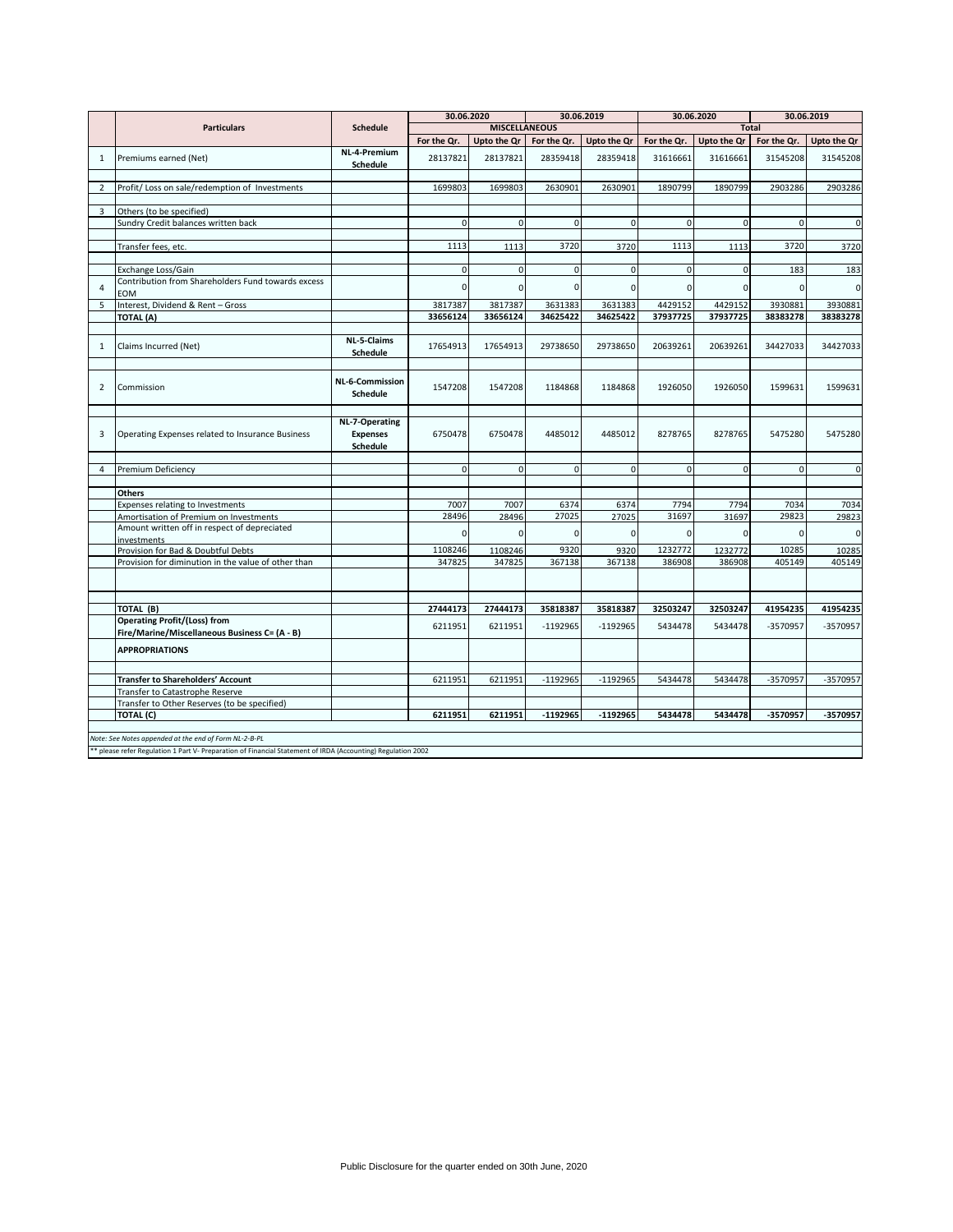| | Particulars | Schedule | 30.06.2020 | | 30.06.2019 | | 30.06.2020 | | 30.06.2019 | |
|---|---|---|---|---|---|---|---|---|---|---|
| | | | MISCELLANEOUS | | | | Total | | | |
| | | | For the Qr. | Upto the Qr | For the Qr. | Upto the Qr | For the Qr. | Upto the Qr | For the Qr. | Upto the Qr |
| 1 | Premiums earned (Net) | NL-4-Premium Schedule | 28137821 | 28137821 | 28359418 | 28359418 | 31616661 | 31616661 | 31545208 | 31545208 |
| 2 | Profit/ Loss on sale/redemption of Investments | | 1699803 | 1699803 | 2630901 | 2630901 | 1890799 | 1890799 | 2903286 | 2903286 |
| 3 | Others (to be specified) | | | | | | | | | |
| | Sundry Credit balances written back | | 0 | 0 | 0 | 0 | 0 | 0 | 0 | 0 |
| | Transfer fees, etc. | | 1113 | 1113 | 3720 | 3720 | 1113 | 1113 | 3720 | 3720 |
| | Exchange Loss/Gain | | 0 | 0 | 0 | 0 | 0 | 0 | 183 | 183 |
| 4 | Contribution from Shareholders Fund towards excess EOM | | 0 | 0 | 0 | 0 | 0 | 0 | 0 | 0 |
| 5 | Interest, Dividend & Rent – Gross | | 3817387 | 3817387 | 3631383 | 3631383 | 4429152 | 4429152 | 3930881 | 3930881 |
| | **TOTAL (A)** | | **33656124** | **33656124** | **34625422** | **34625422** | **37937725** | **37937725** | **38383278** | **38383278** |
| 1 | Claims Incurred (Net) | NL-5-Claims Schedule | 17654913 | 17654913 | 29738650 | 29738650 | 20639261 | 20639261 | 34427033 | 34427033 |
| 2 | Commission | NL-6-Commission Schedule | 1547208 | 1547208 | 1184868 | 1184868 | 1926050 | 1926050 | 1599631 | 1599631 |
| 3 | Operating Expenses related to Insurance Business | NL-7-Operating Expenses Schedule | 6750478 | 6750478 | 4485012 | 4485012 | 8278765 | 8278765 | 5475280 | 5475280 |
| 4 | Premium Deficiency | | 0 | 0 | 0 | 0 | 0 | 0 | 0 | 0 |
| | **Others** | | | | | | | | | |
| | Expenses relating to Investments | | 7007 | 7007 | 6374 | 6374 | 7794 | 7794 | 7034 | 7034 |
| | Amortisation of Premium on Investments | | 28496 | 28496 | 27025 | 27025 | 31697 | 31697 | 29823 | 29823 |
| | Amount written off in respect of depreciated investments | | 0 | 0 | 0 | 0 | 0 | 0 | 0 | 0 |
| | Provision for Bad & Doubtful Debts | | 1108246 | 1108246 | 9320 | 9320 | 1232772 | 1232772 | 10285 | 10285 |
| | Provision for diminution in the value of other than | | 347825 | 347825 | 367138 | 367138 | 386908 | 386908 | 405149 | 405149 |
| | **TOTAL (B)** | | **27444173** | **27444173** | **35818387** | **35818387** | **32503247** | **32503247** | **41954235** | **41954235** |
| | **Operating Profit/(Loss) from Fire/Marine/Miscellaneous Business C= (A - B)** | | 6211951 | 6211951 | -1192965 | -1192965 | 5434478 | 5434478 | -3570957 | -3570957 |
| | **APPROPRIATIONS** | | | | | | | | | |
| | **Transfer to Shareholders' Account** | | 6211951 | 6211951 | -1192965 | -1192965 | 5434478 | 5434478 | -3570957 | -3570957 |
| | Transfer to Catastrophe Reserve | | | | | | | | | |
| | Transfer to Other Reserves (to be specified) | | | | | | | | | |
| | **TOTAL (C)** | | **6211951** | **6211951** | **-1192965** | **-1192965** | **5434478** | **5434478** | **-3570957** | **-3570957** |

*Note: See Notes appended at the end of Form NL-2-B-PL*

** please refer Regulation 1 Part V- Preparation of Financial Statement of IRDA (Accounting) Regulation 2002

Public Disclosure for the quarter ended on 30th June, 2020